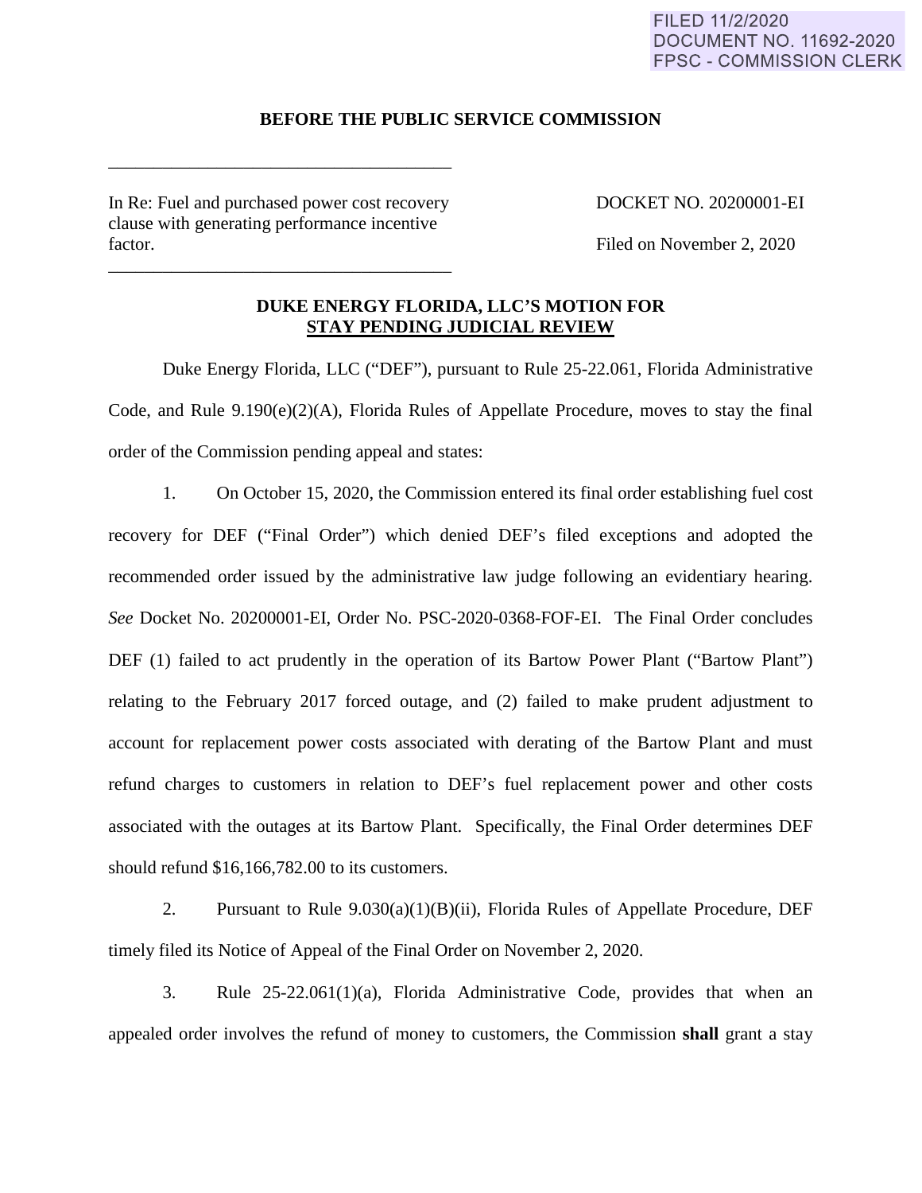FILED 11/2/2020
DOCUMENT NO. 11692-2020
FPSC - COMMISSION CLERK

**BEFORE THE PUBLIC SERVICE COMMISSION**

In Re: Fuel and purchased power cost recovery clause with generating performance incentive factor.

DOCKET NO. 20200001-EI

Filed on November 2, 2020

**DUKE ENERGY FLORIDA, LLC'S MOTION FOR STAY PENDING JUDICIAL REVIEW**

Duke Energy Florida, LLC ("DEF"), pursuant to Rule 25-22.061, Florida Administrative Code, and Rule 9.190(e)(2)(A), Florida Rules of Appellate Procedure, moves to stay the final order of the Commission pending appeal and states:

1. On October 15, 2020, the Commission entered its final order establishing fuel cost recovery for DEF ("Final Order") which denied DEF's filed exceptions and adopted the recommended order issued by the administrative law judge following an evidentiary hearing. *See* Docket No. 20200001-EI, Order No. PSC-2020-0368-FOF-EI. The Final Order concludes DEF (1) failed to act prudently in the operation of its Bartow Power Plant ("Bartow Plant") relating to the February 2017 forced outage, and (2) failed to make prudent adjustment to account for replacement power costs associated with derating of the Bartow Plant and must refund charges to customers in relation to DEF's fuel replacement power and other costs associated with the outages at its Bartow Plant. Specifically, the Final Order determines DEF should refund $16,166,782.00 to its customers.

2. Pursuant to Rule 9.030(a)(1)(B)(ii), Florida Rules of Appellate Procedure, DEF timely filed its Notice of Appeal of the Final Order on November 2, 2020.

3. Rule 25-22.061(1)(a), Florida Administrative Code, provides that when an appealed order involves the refund of money to customers, the Commission **shall** grant a stay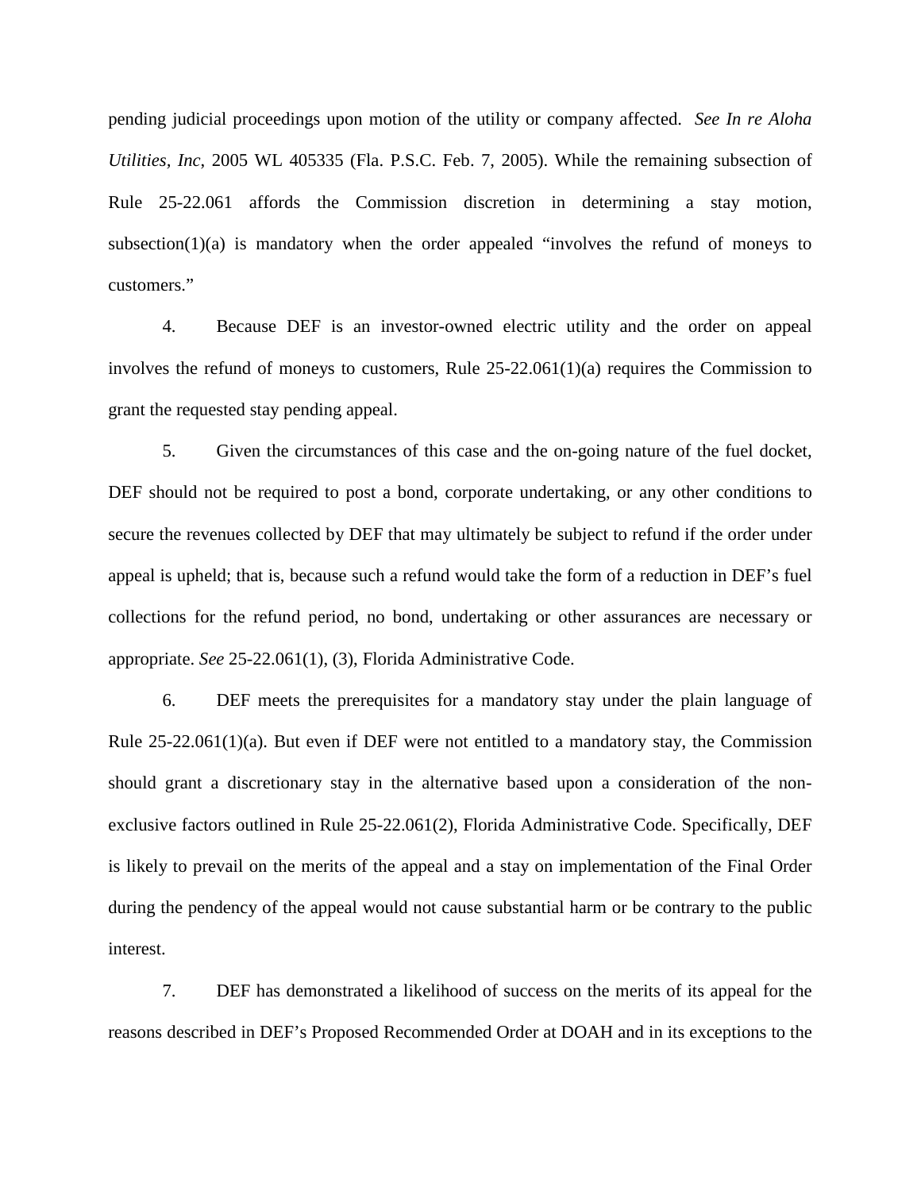pending judicial proceedings upon motion of the utility or company affected. *See In re Aloha Utilities, Inc*, 2005 WL 405335 (Fla. P.S.C. Feb. 7, 2005). While the remaining subsection of Rule 25-22.061 affords the Commission discretion in determining a stay motion, subsection(1)(a) is mandatory when the order appealed "involves the refund of moneys to customers."

4. Because DEF is an investor-owned electric utility and the order on appeal involves the refund of moneys to customers, Rule 25-22.061(1)(a) requires the Commission to grant the requested stay pending appeal.

5. Given the circumstances of this case and the on-going nature of the fuel docket, DEF should not be required to post a bond, corporate undertaking, or any other conditions to secure the revenues collected by DEF that may ultimately be subject to refund if the order under appeal is upheld; that is, because such a refund would take the form of a reduction in DEF's fuel collections for the refund period, no bond, undertaking or other assurances are necessary or appropriate. *See* 25-22.061(1), (3), Florida Administrative Code.

6. DEF meets the prerequisites for a mandatory stay under the plain language of Rule 25-22.061(1)(a). But even if DEF were not entitled to a mandatory stay, the Commission should grant a discretionary stay in the alternative based upon a consideration of the non-exclusive factors outlined in Rule 25-22.061(2), Florida Administrative Code. Specifically, DEF is likely to prevail on the merits of the appeal and a stay on implementation of the Final Order during the pendency of the appeal would not cause substantial harm or be contrary to the public interest.

7. DEF has demonstrated a likelihood of success on the merits of its appeal for the reasons described in DEF's Proposed Recommended Order at DOAH and in its exceptions to the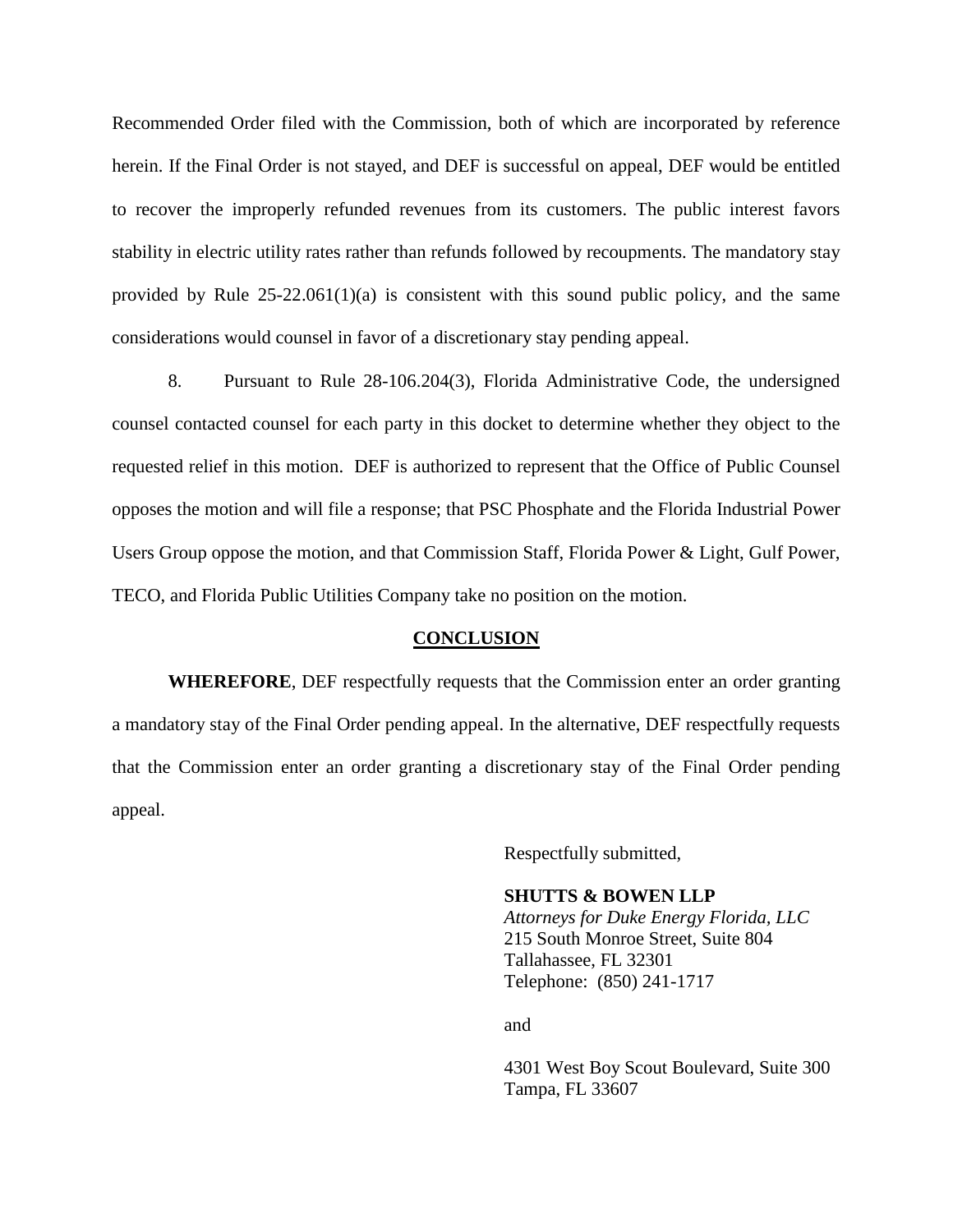Recommended Order filed with the Commission, both of which are incorporated by reference herein. If the Final Order is not stayed, and DEF is successful on appeal, DEF would be entitled to recover the improperly refunded revenues from its customers. The public interest favors stability in electric utility rates rather than refunds followed by recoupments. The mandatory stay provided by Rule 25-22.061(1)(a) is consistent with this sound public policy, and the same considerations would counsel in favor of a discretionary stay pending appeal.

8. Pursuant to Rule 28-106.204(3), Florida Administrative Code, the undersigned counsel contacted counsel for each party in this docket to determine whether they object to the requested relief in this motion. DEF is authorized to represent that the Office of Public Counsel opposes the motion and will file a response; that PSC Phosphate and the Florida Industrial Power Users Group oppose the motion, and that Commission Staff, Florida Power & Light, Gulf Power, TECO, and Florida Public Utilities Company take no position on the motion.

## CONCLUSION

**WHEREFORE**, DEF respectfully requests that the Commission enter an order granting a mandatory stay of the Final Order pending appeal. In the alternative, DEF respectfully requests that the Commission enter an order granting a discretionary stay of the Final Order pending appeal.

Respectfully submitted,

**SHUTTS & BOWEN LLP**
*Attorneys for Duke Energy Florida, LLC*
215 South Monroe Street, Suite 804
Tallahassee, FL 32301
Telephone: (850) 241-1717

and

4301 West Boy Scout Boulevard, Suite 300
Tampa, FL 33607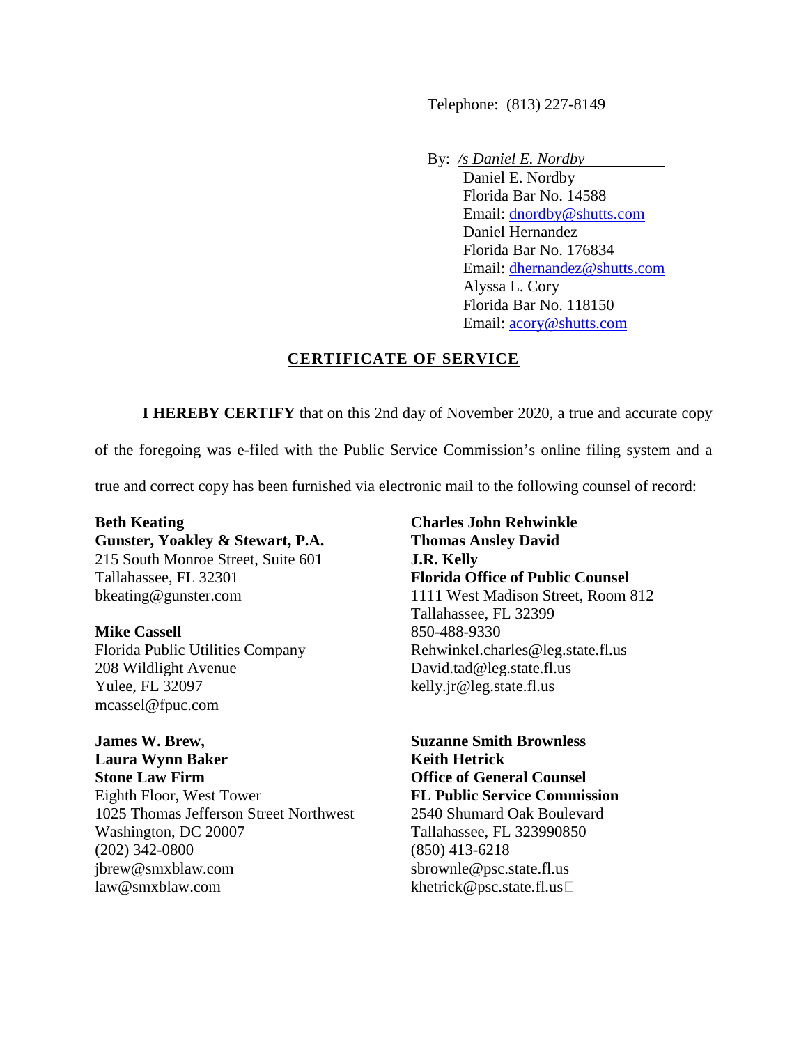Telephone: (813) 227-8149

By: */s Daniel E. Nordby*
Daniel E. Nordby
Florida Bar No. 14588
Email: dnordby@shutts.com
Daniel Hernandez
Florida Bar No. 176834
Email: dhernandez@shutts.com
Alyssa L. Cory
Florida Bar No. 118150
Email: acory@shutts.com

## CERTIFICATE OF SERVICE

**I HEREBY CERTIFY** that on this 2nd day of November 2020, a true and accurate copy of the foregoing was e-filed with the Public Service Commission's online filing system and a true and correct copy has been furnished via electronic mail to the following counsel of record:

**Beth Keating**
**Gunster, Yoakley & Stewart, P.A.**
215 South Monroe Street, Suite 601
Tallahassee, FL 32301
bkeating@gunster.com

**Mike Cassell**
Florida Public Utilities Company
208 Wildlight Avenue
Yulee, FL 32097
mcassel@fpuc.com

**James W. Brew,**
**Laura Wynn Baker**
**Stone Law Firm**
Eighth Floor, West Tower
1025 Thomas Jefferson Street Northwest
Washington, DC 20007
(202) 342-0800
jbrew@smxblaw.com
law@smxblaw.com

**Charles John Rehwinkle**
**Thomas Ansley David**
**J.R. Kelly**
**Florida Office of Public Counsel**
1111 West Madison Street, Room 812
Tallahassee, FL 32399
850-488-9330
Rehwinkel.charles@leg.state.fl.us
David.tad@leg.state.fl.us
kelly.jr@leg.state.fl.us

**Suzanne Smith Brownless**
**Keith Hetrick**
**Office of General Counsel**
**FL Public Service Commission**
2540 Shumard Oak Boulevard
Tallahassee, FL 323990850
(850) 413-6218
sbrownle@psc.state.fl.us
khetrick@psc.state.fl.us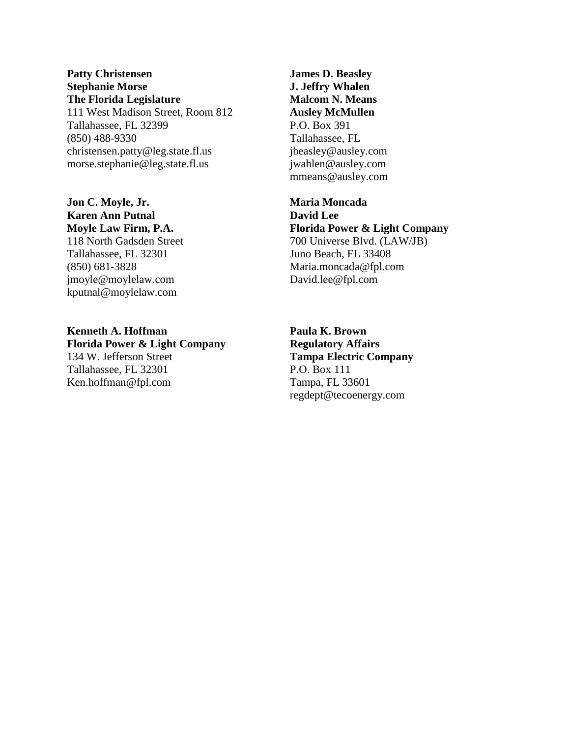**Patty Christensen**
**Stephanie Morse**
**The Florida Legislature**
111 West Madison Street, Room 812
Tallahassee, FL 32399
(850) 488-9330
christensen.patty@leg.state.fl.us
morse.stephanie@leg.state.fl.us

**James D. Beasley**
**J. Jeffry Whalen**
**Malcom N. Means**
**Ausley McMullen**
P.O. Box 391
Tallahassee, FL
jbeasley@ausley.com
jwahlen@ausley.com
mmeans@ausley.com

**Jon C. Moyle, Jr.**
**Karen Ann Putnal**
**Moyle Law Firm, P.A.**
118 North Gadsden Street
Tallahassee, FL 32301
(850) 681-3828
jmoyle@moylelaw.com
kputnal@moylelaw.com

**Maria Moncada**
**David Lee**
**Florida Power & Light Company**
700 Universe Blvd. (LAW/JB)
Juno Beach, FL 33408
Maria.moncada@fpl.com
David.lee@fpl.com

**Kenneth A. Hoffman**
**Florida Power & Light Company**
134 W. Jefferson Street
Tallahassee, FL 32301
Ken.hoffman@fpl.com

**Paula K. Brown**
**Regulatory Affairs**
**Tampa Electric Company**
P.O. Box 111
Tampa, FL 33601
regdept@tecoenergy.com